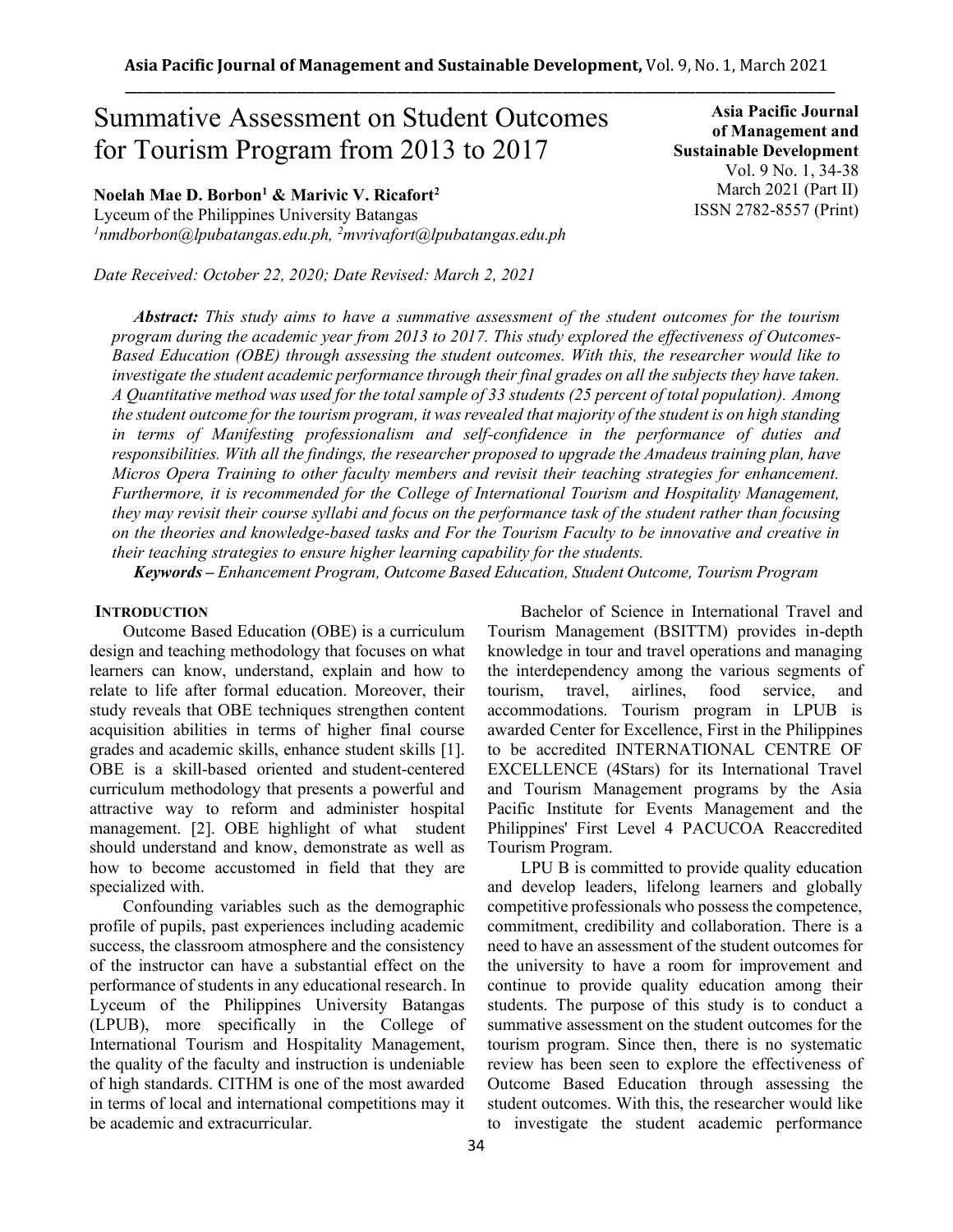# Summative Assessment on Student Outcomes for Tourism Program from 2013 to 2017

**Asia Pacific Journal of Management and Sustainable Development**
Vol. 9 No. 1, 34-38
March 2021 (Part II)
ISSN 2782-8557 (Print)

**Noelah Mae D. Borbon[1] & Marivic V. Ricafort[2]**
Lyceum of the Philippines University Batangas
[1]nmdborbon@lpubatangas.edu.ph, [2]mvrivafort@lpubatangas.edu.ph

*Date Received: October 22, 2020; Date Revised: March 2, 2021*

***Abstract:*** *This study aims to have a summative assessment of the student outcomes for the tourism program during the academic year from 2013 to 2017. This study explored the effectiveness of Outcomes-Based Education (OBE) through assessing the student outcomes. With this, the researcher would like to investigate the student academic performance through their final grades on all the subjects they have taken. A Quantitative method was used for the total sample of 33 students (25 percent of total population). Among the student outcome for the tourism program, it was revealed that majority of the student is on high standing in terms of Manifesting professionalism and self-confidence in the performance of duties and responsibilities. With all the findings, the researcher proposed to upgrade the Amadeus training plan, have Micros Opera Training to other faculty members and revisit their teaching strategies for enhancement. Furthermore, it is recommended for the College of International Tourism and Hospitality Management, they may revisit their course syllabi and focus on the performance task of the student rather than focusing on the theories and knowledge-based tasks and For the Tourism Faculty to be innovative and creative in their teaching strategies to ensure higher learning capability for the students.*

***Keywords –*** *Enhancement Program, Outcome Based Education, Student Outcome, Tourism Program*

## INTRODUCTION

Outcome Based Education (OBE) is a curriculum design and teaching methodology that focuses on what learners can know, understand, explain and how to relate to life after formal education. Moreover, their study reveals that OBE techniques strengthen content acquisition abilities in terms of higher final course grades and academic skills, enhance student skills [1]. OBE is a skill-based oriented and student-centered curriculum methodology that presents a powerful and attractive way to reform and administer hospital management. [2]. OBE highlight of what student should understand and know, demonstrate as well as how to become accustomed in field that they are specialized with.

Confounding variables such as the demographic profile of pupils, past experiences including academic success, the classroom atmosphere and the consistency of the instructor can have a substantial effect on the performance of students in any educational research. In Lyceum of the Philippines University Batangas (LPUB), more specifically in the College of International Tourism and Hospitality Management, the quality of the faculty and instruction is undeniable of high standards. CITHM is one of the most awarded in terms of local and international competitions may it be academic and extracurricular.

Bachelor of Science in International Travel and Tourism Management (BSITTM) provides in-depth knowledge in tour and travel operations and managing the interdependency among the various segments of tourism, travel, airlines, food service, and accommodations. Tourism program in LPUB is awarded Center for Excellence, First in the Philippines to be accredited INTERNATIONAL CENTRE OF EXCELLENCE (4Stars) for its International Travel and Tourism Management programs by the Asia Pacific Institute for Events Management and the Philippines' First Level 4 PACUCOA Reaccredited Tourism Program.

LPU B is committed to provide quality education and develop leaders, lifelong learners and globally competitive professionals who possess the competence, commitment, credibility and collaboration. There is a need to have an assessment of the student outcomes for the university to have a room for improvement and continue to provide quality education among their students. The purpose of this study is to conduct a summative assessment on the student outcomes for the tourism program. Since then, there is no systematic review has been seen to explore the effectiveness of Outcome Based Education through assessing the student outcomes. With this, the researcher would like to investigate the student academic performance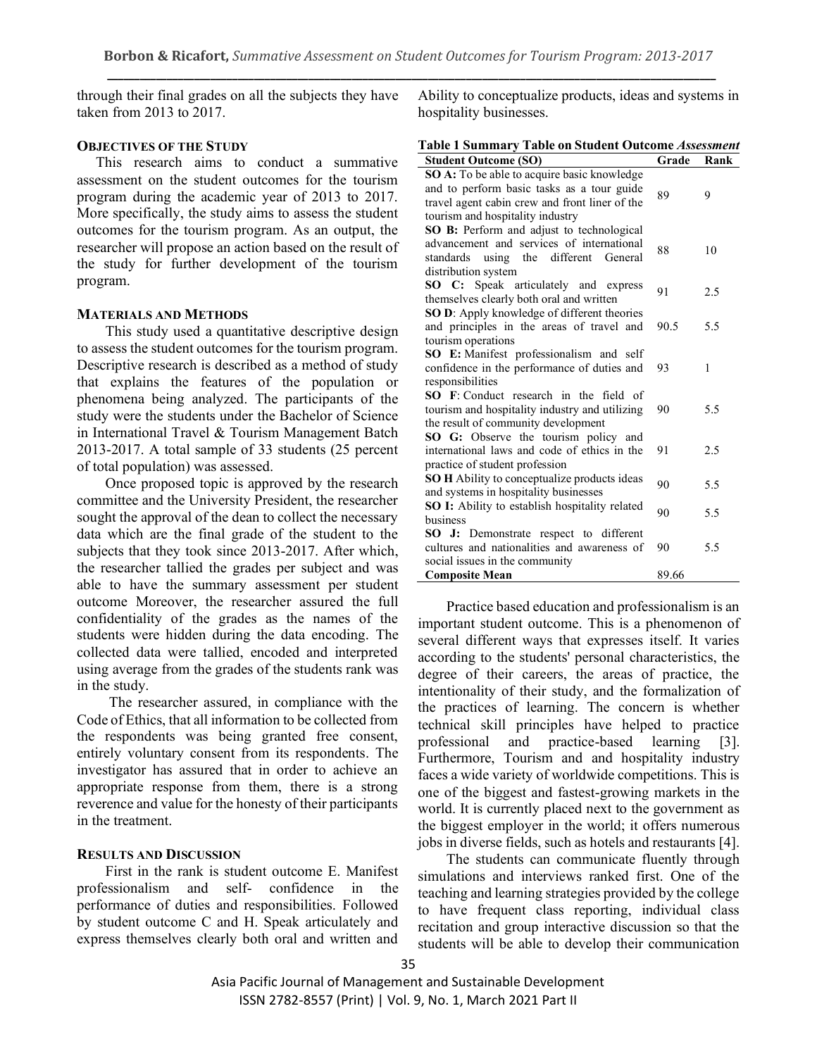through their final grades on all the subjects they have taken from 2013 to 2017.

## OBJECTIVES OF THE STUDY

This research aims to conduct a summative assessment on the student outcomes for the tourism program during the academic year of 2013 to 2017. More specifically, the study aims to assess the student outcomes for the tourism program. As an output, the researcher will propose an action based on the result of the study for further development of the tourism program.

## MATERIALS AND METHODS

This study used a quantitative descriptive design to assess the student outcomes for the tourism program. Descriptive research is described as a method of study that explains the features of the population or phenomena being analyzed. The participants of the study were the students under the Bachelor of Science in International Travel & Tourism Management Batch 2013-2017. A total sample of 33 students (25 percent of total population) was assessed.

Once proposed topic is approved by the research committee and the University President, the researcher sought the approval of the dean to collect the necessary data which are the final grade of the student to the subjects that they took since 2013-2017. After which, the researcher tallied the grades per subject and was able to have the summary assessment per student outcome Moreover, the researcher assured the full confidentiality of the grades as the names of the students were hidden during the data encoding. The collected data were tallied, encoded and interpreted using average from the grades of the students rank was in the study.

The researcher assured, in compliance with the Code of Ethics, that all information to be collected from the respondents was being granted free consent, entirely voluntary consent from its respondents. The investigator has assured that in order to achieve an appropriate response from them, there is a strong reverence and value for the honesty of their participants in the treatment.

## RESULTS AND DISCUSSION

First in the rank is student outcome E. Manifest professionalism and self- confidence in the performance of duties and responsibilities. Followed by student outcome C and H. Speak articulately and express themselves clearly both oral and written and Ability to conceptualize products, ideas and systems in hospitality businesses.

**Table 1 Summary Table on Student Outcome *Assessment***

| Student Outcome (SO) | Grade | Rank |
|---|---|---|
| **SO A:** To be able to acquire basic knowledge and to perform basic tasks as a tour guide travel agent cabin crew and front liner of the tourism and hospitality industry | 89 | 9 |
| **SO B:** Perform and adjust to technological advancement and services of international standards using the different General distribution system | 88 | 10 |
| **SO C:** Speak articulately and express themselves clearly both oral and written | 91 | 2.5 |
| **SO D**: Apply knowledge of different theories and principles in the areas of travel and tourism operations | 90.5 | 5.5 |
| **SO E:** Manifest professionalism and self confidence in the performance of duties and responsibilities | 93 | 1 |
| **SO F**: Conduct research in the field of tourism and hospitality industry and utilizing the result of community development | 90 | 5.5 |
| **SO G:** Observe the tourism policy and international laws and code of ethics in the practice of student profession | 91 | 2.5 |
| **SO H** Ability to conceptualize products ideas and systems in hospitality businesses | 90 | 5.5 |
| **SO I:** Ability to establish hospitality related business | 90 | 5.5 |
| **SO J:** Demonstrate respect to different cultures and nationalities and awareness of social issues in the community | 90 | 5.5 |
| **Composite Mean** | 89.66 | |

Practice based education and professionalism is an important student outcome. This is a phenomenon of several different ways that expresses itself. It varies according to the students' personal characteristics, the degree of their careers, the areas of practice, the intentionality of their study, and the formalization of the practices of learning. The concern is whether technical skill principles have helped to practice professional and practice-based learning [3]. Furthermore, Tourism and and hospitality industry faces a wide variety of worldwide competitions. This is one of the biggest and fastest-growing markets in the world. It is currently placed next to the government as the biggest employer in the world; it offers numerous jobs in diverse fields, such as hotels and restaurants [4].

The students can communicate fluently through simulations and interviews ranked first. One of the teaching and learning strategies provided by the college to have frequent class reporting, individual class recitation and group interactive discussion so that the students will be able to develop their communication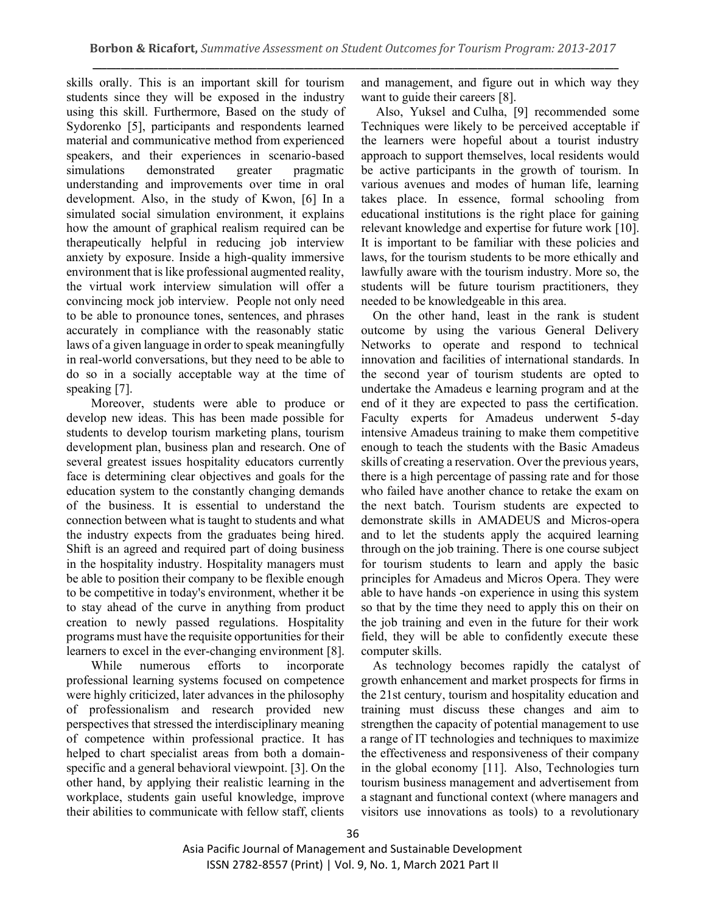skills orally. This is an important skill for tourism students since they will be exposed in the industry using this skill. Furthermore, Based on the study of Sydorenko [5], participants and respondents learned material and communicative method from experienced speakers, and their experiences in scenario-based simulations demonstrated greater pragmatic understanding and improvements over time in oral development. Also, in the study of Kwon, [6] In a simulated social simulation environment, it explains how the amount of graphical realism required can be therapeutically helpful in reducing job interview anxiety by exposure. Inside a high-quality immersive environment that is like professional augmented reality, the virtual work interview simulation will offer a convincing mock job interview. People not only need to be able to pronounce tones, sentences, and phrases accurately in compliance with the reasonably static laws of a given language in order to speak meaningfully in real-world conversations, but they need to be able to do so in a socially acceptable way at the time of speaking [7].

Moreover, students were able to produce or develop new ideas. This has been made possible for students to develop tourism marketing plans, tourism development plan, business plan and research. One of several greatest issues hospitality educators currently face is determining clear objectives and goals for the education system to the constantly changing demands of the business. It is essential to understand the connection between what is taught to students and what the industry expects from the graduates being hired. Shift is an agreed and required part of doing business in the hospitality industry. Hospitality managers must be able to position their company to be flexible enough to be competitive in today's environment, whether it be to stay ahead of the curve in anything from product creation to newly passed regulations. Hospitality programs must have the requisite opportunities for their learners to excel in the ever-changing environment [8].

While numerous efforts to incorporate professional learning systems focused on competence were highly criticized, later advances in the philosophy of professionalism and research provided new perspectives that stressed the interdisciplinary meaning of competence within professional practice. It has helped to chart specialist areas from both a domain-specific and a general behavioral viewpoint. [3]. On the other hand, by applying their realistic learning in the workplace, students gain useful knowledge, improve their abilities to communicate with fellow staff, clients and management, and figure out in which way they want to guide their careers [8].

Also, Yuksel and Culha, [9] recommended some Techniques were likely to be perceived acceptable if the learners were hopeful about a tourist industry approach to support themselves, local residents would be active participants in the growth of tourism. In various avenues and modes of human life, learning takes place. In essence, formal schooling from educational institutions is the right place for gaining relevant knowledge and expertise for future work [10]. It is important to be familiar with these policies and laws, for the tourism students to be more ethically and lawfully aware with the tourism industry. More so, the students will be future tourism practitioners, they needed to be knowledgeable in this area.

On the other hand, least in the rank is student outcome by using the various General Delivery Networks to operate and respond to technical innovation and facilities of international standards. In the second year of tourism students are opted to undertake the Amadeus e learning program and at the end of it they are expected to pass the certification. Faculty experts for Amadeus underwent 5-day intensive Amadeus training to make them competitive enough to teach the students with the Basic Amadeus skills of creating a reservation. Over the previous years, there is a high percentage of passing rate and for those who failed have another chance to retake the exam on the next batch. Tourism students are expected to demonstrate skills in AMADEUS and Micros-opera and to let the students apply the acquired learning through on the job training. There is one course subject for tourism students to learn and apply the basic principles for Amadeus and Micros Opera. They were able to have hands -on experience in using this system so that by the time they need to apply this on their on the job training and even in the future for their work field, they will be able to confidently execute these computer skills.

As technology becomes rapidly the catalyst of growth enhancement and market prospects for firms in the 21st century, tourism and hospitality education and training must discuss these changes and aim to strengthen the capacity of potential management to use a range of IT technologies and techniques to maximize the effectiveness and responsiveness of their company in the global economy [11]. Also, Technologies turn tourism business management and advertisement from a stagnant and functional context (where managers and visitors use innovations as tools) to a revolutionary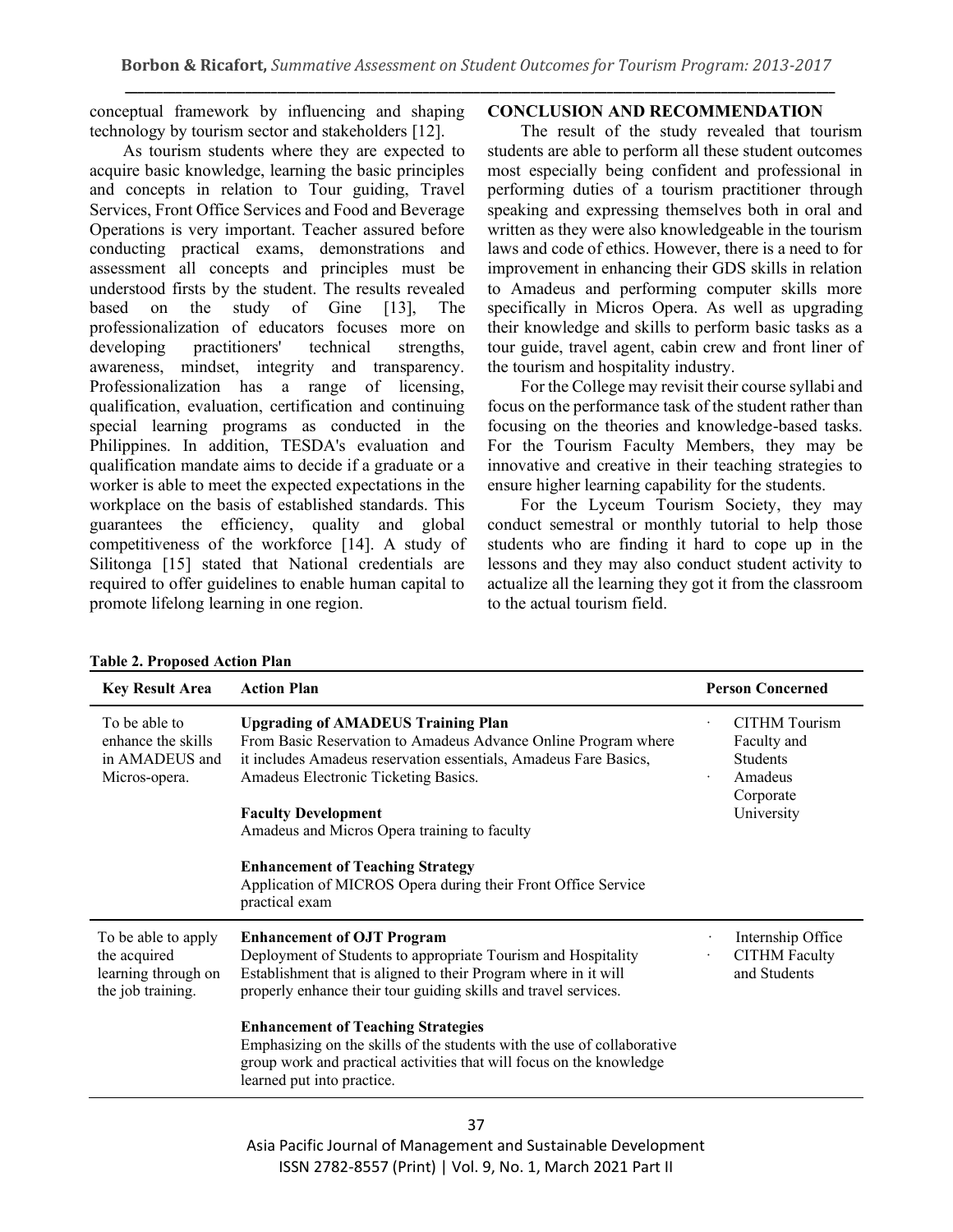conceptual framework by influencing and shaping technology by tourism sector and stakeholders [12].

As tourism students where they are expected to acquire basic knowledge, learning the basic principles and concepts in relation to Tour guiding, Travel Services, Front Office Services and Food and Beverage Operations is very important. Teacher assured before conducting practical exams, demonstrations and assessment all concepts and principles must be understood firsts by the student. The results revealed based on the study of Gine [13], The professionalization of educators focuses more on developing practitioners' technical strengths, awareness, mindset, integrity and transparency. Professionalization has a range of licensing, qualification, evaluation, certification and continuing special learning programs as conducted in the Philippines. In addition, TESDA's evaluation and qualification mandate aims to decide if a graduate or a worker is able to meet the expected expectations in the workplace on the basis of established standards. This guarantees the efficiency, quality and global competitiveness of the workforce [14]. A study of Silitonga [15] stated that National credentials are required to offer guidelines to enable human capital to promote lifelong learning in one region.

## CONCLUSION AND RECOMMENDATION

The result of the study revealed that tourism students are able to perform all these student outcomes most especially being confident and professional in performing duties of a tourism practitioner through speaking and expressing themselves both in oral and written as they were also knowledgeable in the tourism laws and code of ethics. However, there is a need to for improvement in enhancing their GDS skills in relation to Amadeus and performing computer skills more specifically in Micros Opera. As well as upgrading their knowledge and skills to perform basic tasks as a tour guide, travel agent, cabin crew and front liner of the tourism and hospitality industry.

For the College may revisit their course syllabi and focus on the performance task of the student rather than focusing on the theories and knowledge-based tasks. For the Tourism Faculty Members, they may be innovative and creative in their teaching strategies to ensure higher learning capability for the students.

For the Lyceum Tourism Society, they may conduct semestral or monthly tutorial to help those students who are finding it hard to cope up in the lessons and they may also conduct student activity to actualize all the learning they got it from the classroom to the actual tourism field.

**Table 2. Proposed Action Plan**

| Key Result Area | Action Plan | Person Concerned |
|---|---|---|
| To be able to enhance the skills in AMADEUS and Micros-opera. | **Upgrading of AMADEUS Training Plan**<br>From Basic Reservation to Amadeus Advance Online Program where it includes Amadeus reservation essentials, Amadeus Fare Basics, Amadeus Electronic Ticketing Basics.<br><br>**Faculty Development**<br>Amadeus and Micros Opera training to faculty<br><br>**Enhancement of Teaching Strategy**<br>Application of MICROS Opera during their Front Office Service practical exam | · CITHM Tourism Faculty and Students<br>· Amadeus Corporate University |
| To be able to apply the acquired learning through on the job training. | **Enhancement of OJT Program**<br>Deployment of Students to appropriate Tourism and Hospitality Establishment that is aligned to their Program where in it will properly enhance their tour guiding skills and travel services.<br><br>**Enhancement of Teaching Strategies**<br>Emphasizing on the skills of the students with the use of collaborative group work and practical activities that will focus on the knowledge learned put into practice. | · Internship Office<br>· CITHM Faculty and Students |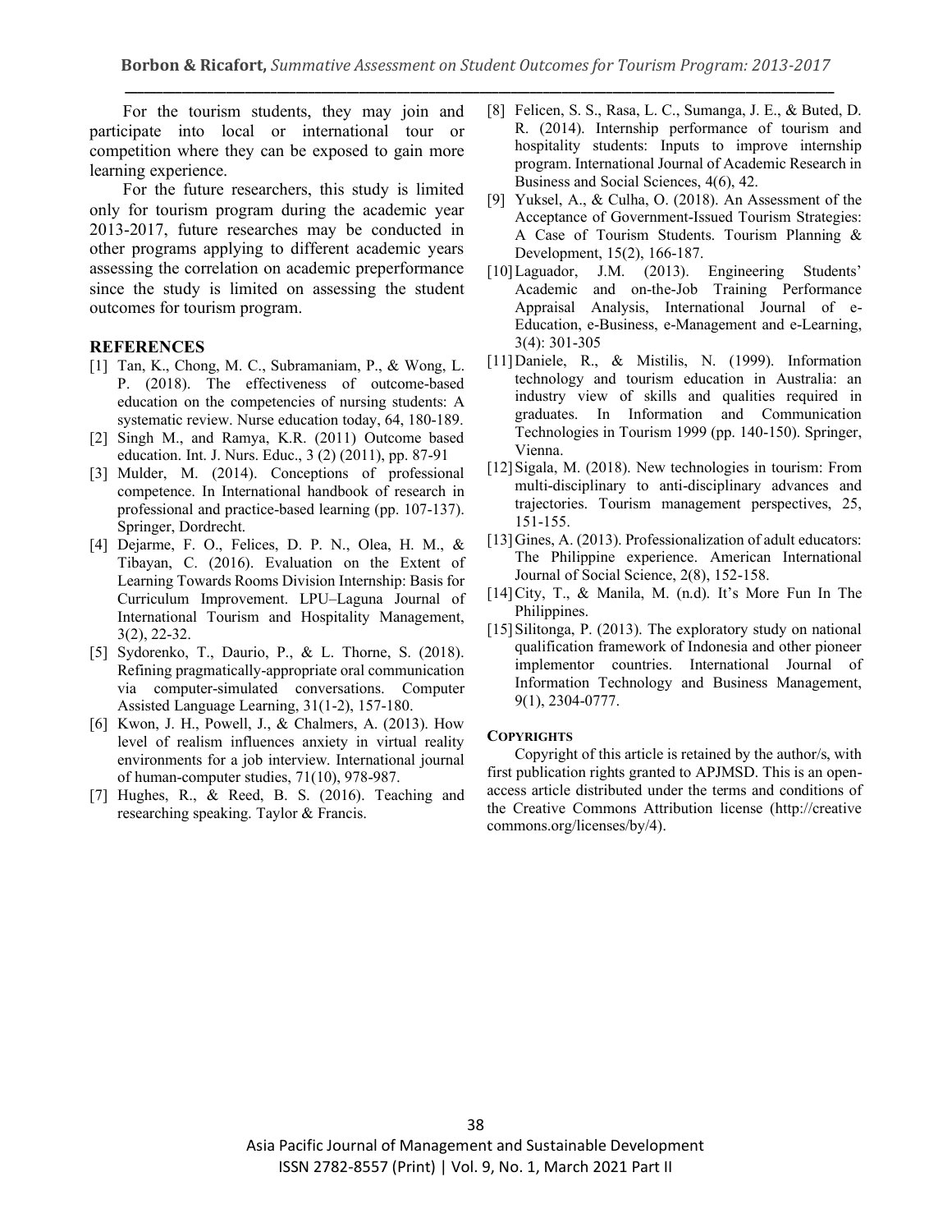For the tourism students, they may join and participate into local or international tour or competition where they can be exposed to gain more learning experience.

For the future researchers, this study is limited only for tourism program during the academic year 2013-2017, future researches may be conducted in other programs applying to different academic years assessing the correlation on academic preperformance since the study is limited on assessing the student outcomes for tourism program.

## REFERENCES

[1] Tan, K., Chong, M. C., Subramaniam, P., & Wong, L. P. (2018). The effectiveness of outcome-based education on the competencies of nursing students: A systematic review. Nurse education today, 64, 180-189.

[2] Singh M., and Ramya, K.R. (2011) Outcome based education. Int. J. Nurs. Educ., 3 (2) (2011), pp. 87-91

[3] Mulder, M. (2014). Conceptions of professional competence. In International handbook of research in professional and practice-based learning (pp. 107-137). Springer, Dordrecht.

[4] Dejarme, F. O., Felices, D. P. N., Olea, H. M., & Tibayan, C. (2016). Evaluation on the Extent of Learning Towards Rooms Division Internship: Basis for Curriculum Improvement. LPU–Laguna Journal of International Tourism and Hospitality Management, 3(2), 22-32.

[5] Sydorenko, T., Daurio, P., & L. Thorne, S. (2018). Refining pragmatically-appropriate oral communication via computer-simulated conversations. Computer Assisted Language Learning, 31(1-2), 157-180.

[6] Kwon, J. H., Powell, J., & Chalmers, A. (2013). How level of realism influences anxiety in virtual reality environments for a job interview. International journal of human-computer studies, 71(10), 978-987.

[7] Hughes, R., & Reed, B. S. (2016). Teaching and researching speaking. Taylor & Francis.

[8] Felicen, S. S., Rasa, L. C., Sumanga, J. E., & Buted, D. R. (2014). Internship performance of tourism and hospitality students: Inputs to improve internship program. International Journal of Academic Research in Business and Social Sciences, 4(6), 42.

[9] Yuksel, A., & Culha, O. (2018). An Assessment of the Acceptance of Government-Issued Tourism Strategies: A Case of Tourism Students. Tourism Planning & Development, 15(2), 166-187.

[10] Laguador, J.M. (2013). Engineering Students' Academic and on-the-Job Training Performance Appraisal Analysis, International Journal of e-Education, e-Business, e-Management and e-Learning, 3(4): 301-305

[11] Daniele, R., & Mistilis, N. (1999). Information technology and tourism education in Australia: an industry view of skills and qualities required in graduates. In Information and Communication Technologies in Tourism 1999 (pp. 140-150). Springer, Vienna.

[12] Sigala, M. (2018). New technologies in tourism: From multi-disciplinary to anti-disciplinary advances and trajectories. Tourism management perspectives, 25, 151-155.

[13] Gines, A. (2013). Professionalization of adult educators: The Philippine experience. American International Journal of Social Science, 2(8), 152-158.

[14] City, T., & Manila, M. (n.d). It's More Fun In The Philippines.

[15] Silitonga, P. (2013). The exploratory study on national qualification framework of Indonesia and other pioneer implementor countries. International Journal of Information Technology and Business Management, 9(1), 2304-0777.

### COPYRIGHTS

Copyright of this article is retained by the author/s, with first publication rights granted to APJMSD. This is an open-access article distributed under the terms and conditions of the Creative Commons Attribution license (http://creative commons.org/licenses/by/4).